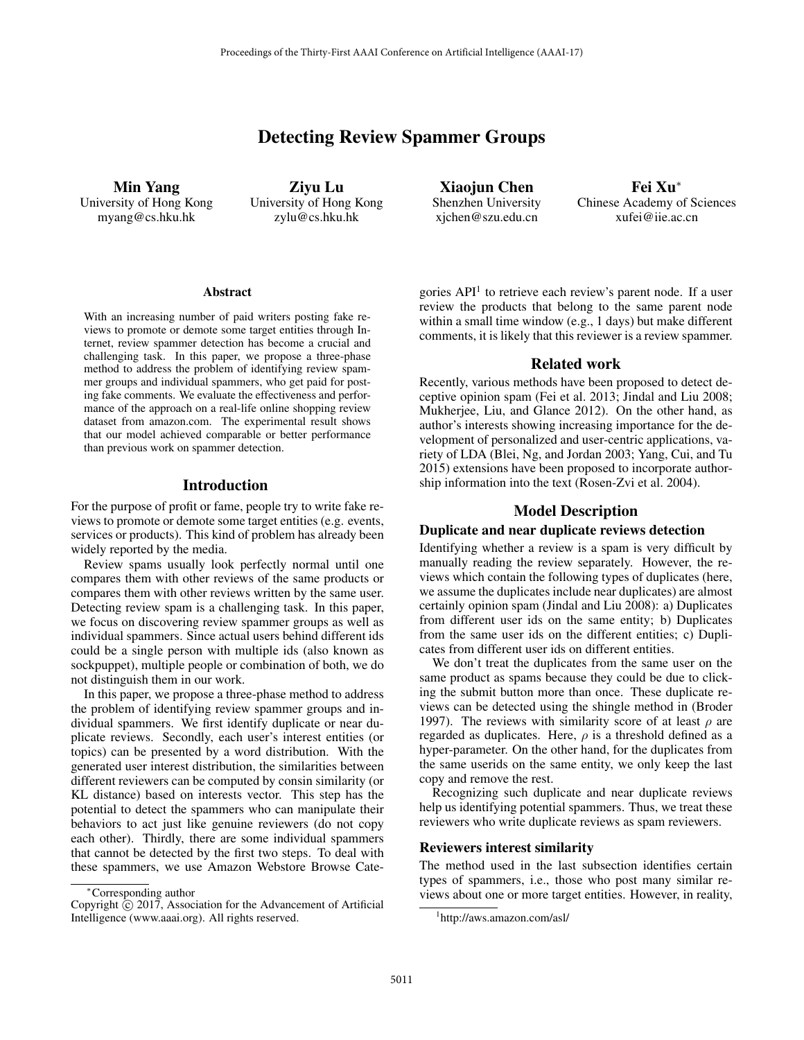# Detecting Review Spammer Groups

**Min Yang**
University of Hong Kong
myang@cs.hku.hk

**Ziyu Lu**
University of Hong Kong
zylu@cs.hku.hk

**Xiaojun Chen**
Shenzhen University
xjchen@szu.edu.cn

**Fei Xu**[*]
Chinese Academy of Sciences
xufei@iie.ac.cn

### Abstract

With an increasing number of paid writers posting fake reviews to promote or demote some target entities through Internet, review spammer detection has become a crucial and challenging task. In this paper, we propose a three-phase method to address the problem of identifying review spammer groups and individual spammers, who get paid for posting fake comments. We evaluate the effectiveness and performance of the approach on a real-life online shopping review dataset from amazon.com. The experimental result shows that our model achieved comparable or better performance than previous work on spammer detection.

## Introduction

For the purpose of profit or fame, people try to write fake reviews to promote or demote some target entities (e.g. events, services or products). This kind of problem has already been widely reported by the media.

Review spams usually look perfectly normal until one compares them with other reviews of the same products or compares them with other reviews written by the same user. Detecting review spam is a challenging task. In this paper, we focus on discovering review spammer groups as well as individual spammers. Since actual users behind different ids could be a single person with multiple ids (also known as sockpuppet), multiple people or combination of both, we do not distinguish them in our work.

In this paper, we propose a three-phase method to address the problem of identifying review spammer groups and individual spammers. We first identify duplicate or near duplicate reviews. Secondly, each user's interest entities (or topics) can be presented by a word distribution. With the generated user interest distribution, the similarities between different reviewers can be computed by consin similarity (or KL distance) based on interests vector. This step has the potential to detect the spammers who can manipulate their behaviors to act just like genuine reviewers (do not copy each other). Thirdly, there are some individual spammers that cannot be detected by the first two steps. To deal with these spammers, we use Amazon Webstore Browse Categories API[1] to retrieve each review's parent node. If a user review the products that belong to the same parent node within a small time window (e.g., 1 days) but make different comments, it is likely that this reviewer is a review spammer.

## Related work

Recently, various methods have been proposed to detect deceptive opinion spam (Fei et al. 2013; Jindal and Liu 2008; Mukherjee, Liu, and Glance 2012). On the other hand, as author's interests showing increasing importance for the development of personalized and user-centric applications, variety of LDA (Blei, Ng, and Jordan 2003; Yang, Cui, and Tu 2015) extensions have been proposed to incorporate authorship information into the text (Rosen-Zvi et al. 2004).

## Model Description

### Duplicate and near duplicate reviews detection

Identifying whether a review is a spam is very difficult by manually reading the review separately. However, the reviews which contain the following types of duplicates (here, we assume the duplicates include near duplicates) are almost certainly opinion spam (Jindal and Liu 2008): a) Duplicates from different user ids on the same entity; b) Duplicates from the same user ids on the different entities; c) Duplicates from different user ids on different entities.

We don't treat the duplicates from the same user on the same product as spams because they could be due to clicking the submit button more than once. These duplicate reviews can be detected using the shingle method in (Broder 1997). The reviews with similarity score of at least $\rho$ are regarded as duplicates. Here, $\rho$ is a threshold defined as a hyper-parameter. On the other hand, for the duplicates from the same userids on the same entity, we only keep the last copy and remove the rest.

Recognizing such duplicate and near duplicate reviews help us identifying potential spammers. Thus, we treat these reviewers who write duplicate reviews as spam reviewers.

### Reviewers interest similarity

The method used in the last subsection identifies certain types of spammers, i.e., those who post many similar reviews about one or more target entities. However, in reality,

[*] Corresponding author

Copyright © 2017, Association for the Advancement of Artificial Intelligence (www.aaai.org). All rights reserved.

[1] http://aws.amazon.com/asl/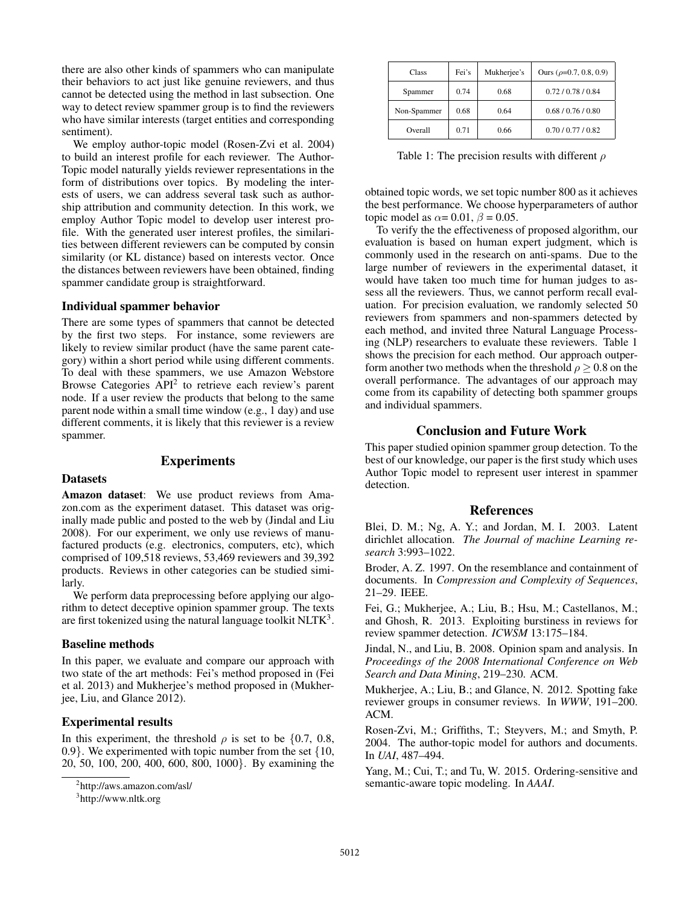there are also other kinds of spammers who can manipulate their behaviors to act just like genuine reviewers, and thus cannot be detected using the method in last subsection. One way to detect review spammer group is to find the reviewers who have similar interests (target entities and corresponding sentiment).

We employ author-topic model (Rosen-Zvi et al. 2004) to build an interest profile for each reviewer. The Author-Topic model naturally yields reviewer representations in the form of distributions over topics. By modeling the interests of users, we can address several task such as authorship attribution and community detection. In this work, we employ Author Topic model to develop user interest profile. With the generated user interest profiles, the similarities between different reviewers can be computed by consin similarity (or KL distance) based on interests vector. Once the distances between reviewers have been obtained, finding spammer candidate group is straightforward.

### Individual spammer behavior

There are some types of spammers that cannot be detected by the first two steps. For instance, some reviewers are likely to review similar product (have the same parent category) within a short period while using different comments. To deal with these spammers, we use Amazon Webstore Browse Categories API[2] to retrieve each review's parent node. If a user review the products that belong to the same parent node within a small time window (e.g., 1 day) and use different comments, it is likely that this reviewer is a review spammer.

## Experiments

### Datasets

**Amazon dataset**: We use product reviews from Amazon.com as the experiment dataset. This dataset was originally made public and posted to the web by (Jindal and Liu 2008). For our experiment, we only use reviews of manufactured products (e.g. electronics, computers, etc), which comprised of 109,518 reviews, 53,469 reviewers and 39,392 products. Reviews in other categories can be studied similarly.

We perform data preprocessing before applying our algorithm to detect deceptive opinion spammer group. The texts are first tokenized using the natural language toolkit NLTK[3].

### Baseline methods

In this paper, we evaluate and compare our approach with two state of the art methods: Fei's method proposed in (Fei et al. 2013) and Mukherjee's method proposed in (Mukherjee, Liu, and Glance 2012).

### Experimental results

In this experiment, the threshold $\rho$ is set to be $\{0.7, 0.8, 0.9\}$. We experimented with topic number from the set $\{10, 20, 50, 100, 200, 400, 600, 800, 1000\}$. By examining the obtained topic words, we set topic number 800 as it achieves the best performance. We choose hyperparameters of author topic model as $\alpha = 0.01$, $\beta = 0.05$.

| Class | Fei's | Mukherjee's | Ours ($\rho$=0.7, 0.8, 0.9) |
|---|---|---|---|
| Spammer | 0.74 | 0.68 | 0.72 / 0.78 / 0.84 |
| Non-Spammer | 0.68 | 0.64 | 0.68 / 0.76 / 0.80 |
| Overall | 0.71 | 0.66 | 0.70 / 0.77 / 0.82 |

Table 1: The precision results with different $\rho$

To verify the the effectiveness of proposed algorithm, our evaluation is based on human expert judgment, which is commonly used in the research on anti-spams. Due to the large number of reviewers in the experimental dataset, it would have taken too much time for human judges to assess all the reviewers. Thus, we cannot perform recall evaluation. For precision evaluation, we randomly selected 50 reviewers from spammers and non-spammers detected by each method, and invited three Natural Language Processing (NLP) researchers to evaluate these reviewers. Table 1 shows the precision for each method. Our approach outperform another two methods when the threshold $\rho \geq 0.8$ on the overall performance. The advantages of our approach may come from its capability of detecting both spammer groups and individual spammers.

## Conclusion and Future Work

This paper studied opinion spammer group detection. To the best of our knowledge, our paper is the first study which uses Author Topic model to represent user interest in spammer detection.

## References

Blei, D. M.; Ng, A. Y.; and Jordan, M. I. 2003. Latent dirichlet allocation. *The Journal of machine Learning research* 3:993–1022.

Broder, A. Z. 1997. On the resemblance and containment of documents. In *Compression and Complexity of Sequences*, 21–29. IEEE.

Fei, G.; Mukherjee, A.; Liu, B.; Hsu, M.; Castellanos, M.; and Ghosh, R. 2013. Exploiting burstiness in reviews for review spammer detection. *ICWSM* 13:175–184.

Jindal, N., and Liu, B. 2008. Opinion spam and analysis. In *Proceedings of the 2008 International Conference on Web Search and Data Mining*, 219–230. ACM.

Mukherjee, A.; Liu, B.; and Glance, N. 2012. Spotting fake reviewer groups in consumer reviews. In *WWW*, 191–200. ACM.

Rosen-Zvi, M.; Griffiths, T.; Steyvers, M.; and Smyth, P. 2004. The author-topic model for authors and documents. In *UAI*, 487–494.

Yang, M.; Cui, T.; and Tu, W. 2015. Ordering-sensitive and semantic-aware topic modeling. In *AAAI*.

[2] http://aws.amazon.com/asl/

[3] http://www.nltk.org